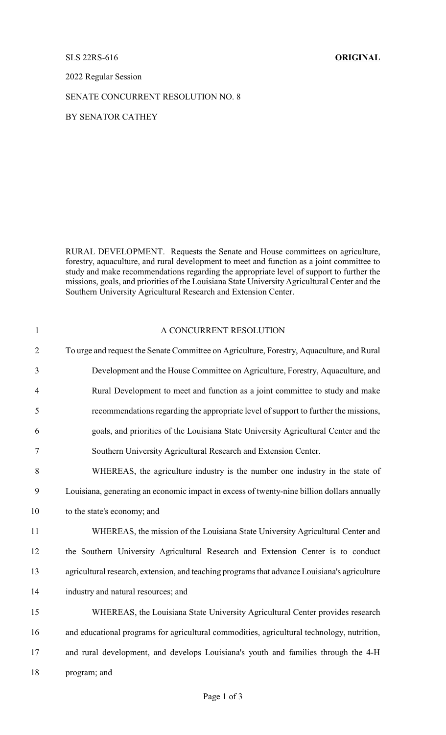SLS 22RS-616 **ORIGINAL**

2022 Regular Session

SENATE CONCURRENT RESOLUTION NO. 8

BY SENATOR CATHEY

RURAL DEVELOPMENT. Requests the Senate and House committees on agriculture, forestry, aquaculture, and rural development to meet and function as a joint committee to study and make recommendations regarding the appropriate level of support to further the missions, goals, and priorities of the Louisiana State University Agricultural Center and the Southern University Agricultural Research and Extension Center.

A CONCURRENT RESOLUTION

To urge and request the Senate Committee on Agriculture, Forestry, Aquaculture, and Rural Development and the House Committee on Agriculture, Forestry, Aquaculture, and Rural Development to meet and function as a joint committee to study and make recommendations regarding the appropriate level of support to further the missions, goals, and priorities of the Louisiana State University Agricultural Center and the Southern University Agricultural Research and Extension Center.

WHEREAS, the agriculture industry is the number one industry in the state of Louisiana, generating an economic impact in excess of twenty-nine billion dollars annually to the state's economy; and

WHEREAS, the mission of the Louisiana State University Agricultural Center and the Southern University Agricultural Research and Extension Center is to conduct agricultural research, extension, and teaching programs that advance Louisiana's agriculture industry and natural resources; and

WHEREAS, the Louisiana State University Agricultural Center provides research and educational programs for agricultural commodities, agricultural technology, nutrition, and rural development, and develops Louisiana's youth and families through the 4-H program; and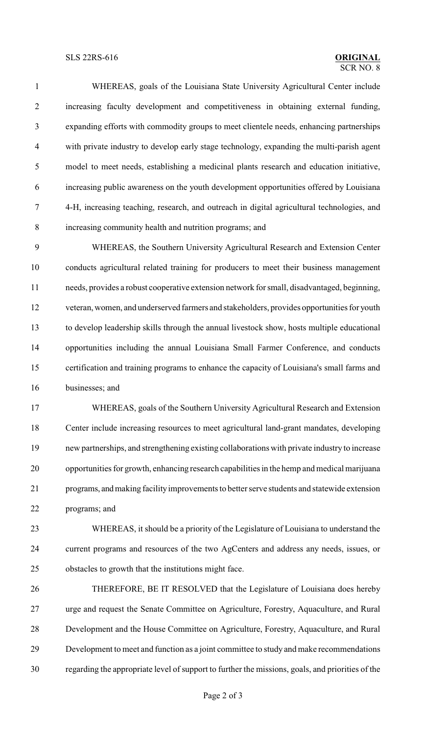WHEREAS, goals of the Louisiana State University Agricultural Center include increasing faculty development and competitiveness in obtaining external funding, expanding efforts with commodity groups to meet clientele needs, enhancing partnerships with private industry to develop early stage technology, expanding the multi-parish agent model to meet needs, establishing a medicinal plants research and education initiative, increasing public awareness on the youth development opportunities offered by Louisiana 4-H, increasing teaching, research, and outreach in digital agricultural technologies, and increasing community health and nutrition programs; and

WHEREAS, the Southern University Agricultural Research and Extension Center conducts agricultural related training for producers to meet their business management needs, provides a robust cooperative extension network for small, disadvantaged, beginning, veteran, women, and underserved farmers and stakeholders, provides opportunities for youth to develop leadership skills through the annual livestock show, hosts multiple educational opportunities including the annual Louisiana Small Farmer Conference, and conducts certification and training programs to enhance the capacity of Louisiana's small farms and businesses; and

WHEREAS, goals of the Southern University Agricultural Research and Extension Center include increasing resources to meet agricultural land-grant mandates, developing new partnerships, and strengthening existing collaborations with private industry to increase opportunities for growth, enhancing research capabilities in the hemp and medical marijuana programs, and making facility improvements to better serve students and statewide extension programs; and

WHEREAS, it should be a priority of the Legislature of Louisiana to understand the current programs and resources of the two AgCenters and address any needs, issues, or obstacles to growth that the institutions might face.

THEREFORE, BE IT RESOLVED that the Legislature of Louisiana does hereby urge and request the Senate Committee on Agriculture, Forestry, Aquaculture, and Rural Development and the House Committee on Agriculture, Forestry, Aquaculture, and Rural Development to meet and function as a joint committee to study and make recommendations regarding the appropriate level of support to further the missions, goals, and priorities of the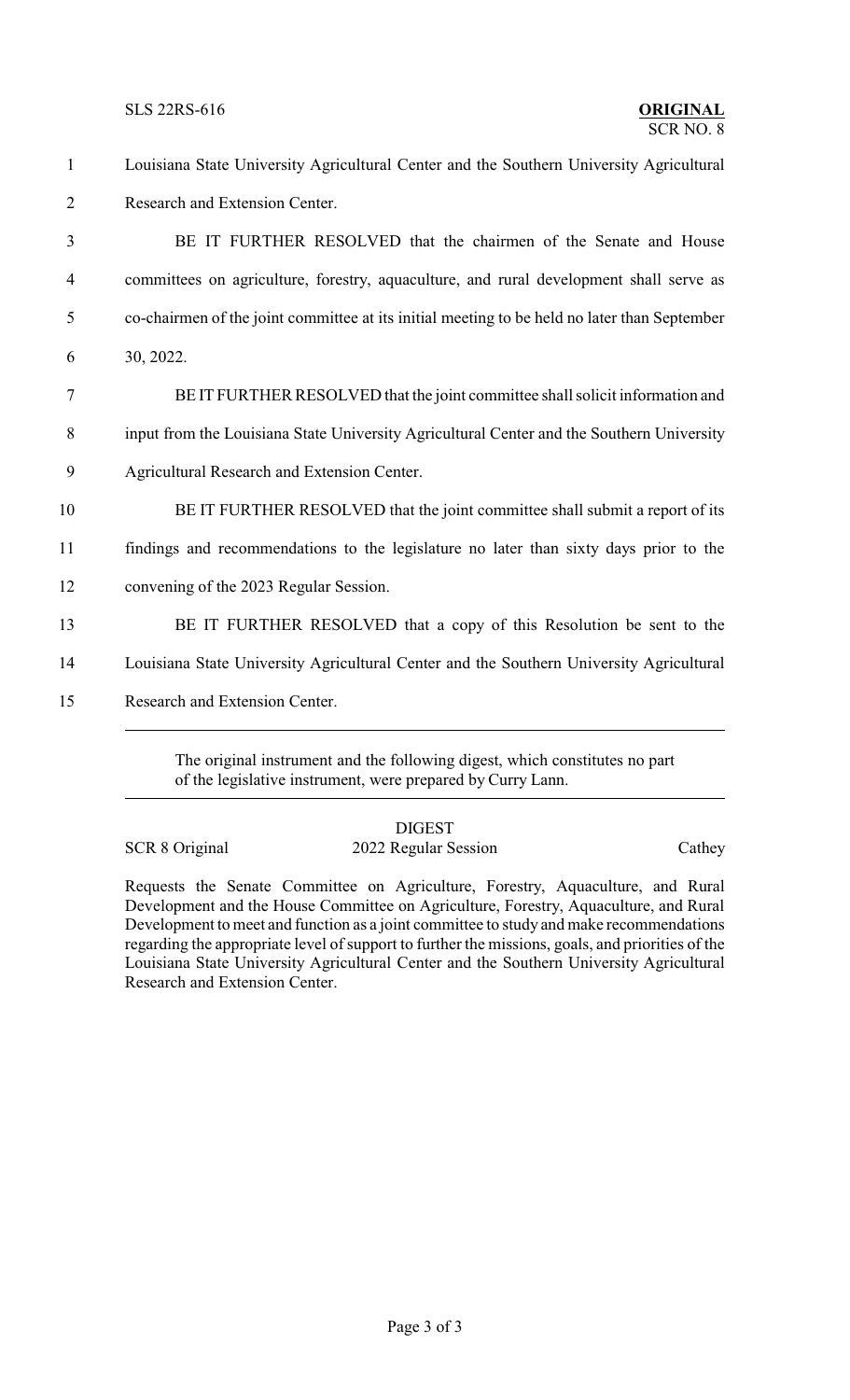Louisiana State University Agricultural Center and the Southern University Agricultural Research and Extension Center.

BE IT FURTHER RESOLVED that the chairmen of the Senate and House committees on agriculture, forestry, aquaculture, and rural development shall serve as co-chairmen of the joint committee at its initial meeting to be held no later than September 30, 2022.

BE IT FURTHER RESOLVED that the joint committee shall solicit information and input from the Louisiana State University Agricultural Center and the Southern University Agricultural Research and Extension Center.

BE IT FURTHER RESOLVED that the joint committee shall submit a report of its findings and recommendations to the legislature no later than sixty days prior to the convening of the 2023 Regular Session.

BE IT FURTHER RESOLVED that a copy of this Resolution be sent to the Louisiana State University Agricultural Center and the Southern University Agricultural Research and Extension Center.

---

The original instrument and the following digest, which constitutes no part of the legislative instrument, were prepared by Curry Lann.

---

DIGEST

SCR 8 Original — 2022 Regular Session — Cathey

Requests the Senate Committee on Agriculture, Forestry, Aquaculture, and Rural Development and the House Committee on Agriculture, Forestry, Aquaculture, and Rural Development to meet and function as a joint committee to study and make recommendations regarding the appropriate level of support to further the missions, goals, and priorities of the Louisiana State University Agricultural Center and the Southern University Agricultural Research and Extension Center.